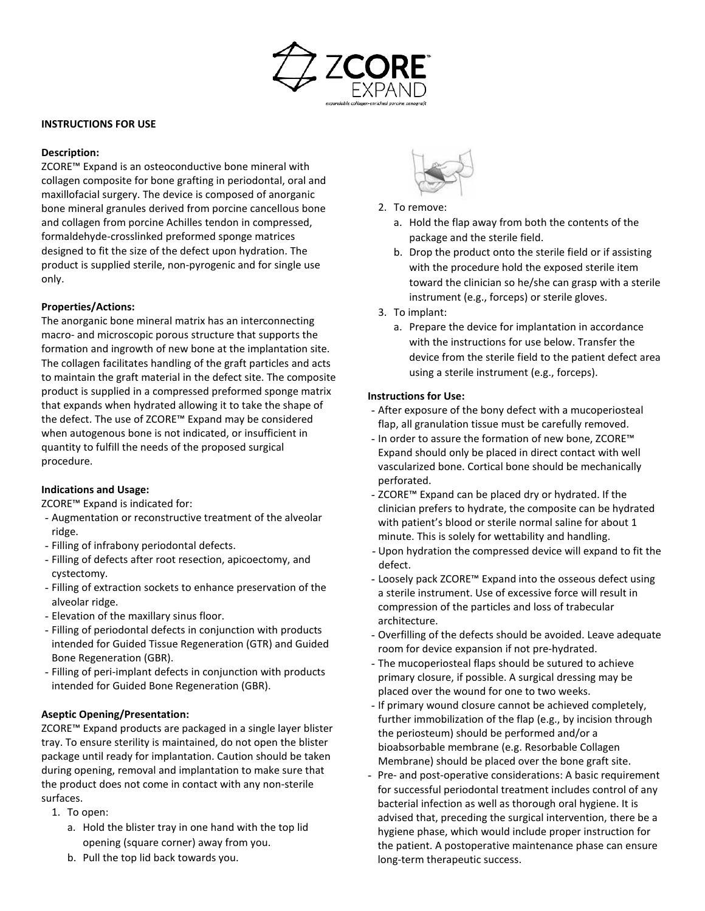# ZCORE™ EXPAND

*expandable collagen-enriched porcine xenograft*

**INSTRUCTIONS FOR USE**

**Description:**
ZCORE™ Expand is an osteoconductive bone mineral with collagen composite for bone grafting in periodontal, oral and maxillofacial surgery. The device is composed of anorganic bone mineral granules derived from porcine cancellous bone and collagen from porcine Achilles tendon in compressed, formaldehyde-crosslinked preformed sponge matrices designed to fit the size of the defect upon hydration. The product is supplied sterile, non-pyrogenic and for single use only.

**Properties/Actions:**
The anorganic bone mineral matrix has an interconnecting macro- and microscopic porous structure that supports the formation and ingrowth of new bone at the implantation site. The collagen facilitates handling of the graft particles and acts to maintain the graft material in the defect site. The composite product is supplied in a compressed preformed sponge matrix that expands when hydrated allowing it to take the shape of the defect. The use of ZCORE™ Expand may be considered when autogenous bone is not indicated, or insufficient in quantity to fulfill the needs of the proposed surgical procedure.

**Indications and Usage:**
ZCORE™ Expand is indicated for:
- Augmentation or reconstructive treatment of the alveolar ridge.
- Filling of infrabony periodontal defects.
- Filling of defects after root resection, apicoectomy, and cystectomy.
- Filling of extraction sockets to enhance preservation of the alveolar ridge.
- Elevation of the maxillary sinus floor.
- Filling of periodontal defects in conjunction with products intended for Guided Tissue Regeneration (GTR) and Guided Bone Regeneration (GBR).
- Filling of peri-implant defects in conjunction with products intended for Guided Bone Regeneration (GBR).

**Aseptic Opening/Presentation:**
ZCORE™ Expand products are packaged in a single layer blister tray. To ensure sterility is maintained, do not open the blister package until ready for implantation. Caution should be taken during opening, removal and implantation to make sure that the product does not come in contact with any non-sterile surfaces.

1. To open:
    a. Hold the blister tray in one hand with the top lid opening (square corner) away from you.
    b. Pull the top lid back towards you.
2. To remove:
    a. Hold the flap away from both the contents of the package and the sterile field.
    b. Drop the product onto the sterile field or if assisting with the procedure hold the exposed sterile item toward the clinician so he/she can grasp with a sterile instrument (e.g., forceps) or sterile gloves.
3. To implant:
    a. Prepare the device for implantation in accordance with the instructions for use below. Transfer the device from the sterile field to the patient defect area using a sterile instrument (e.g., forceps).

**Instructions for Use:**
- After exposure of the bony defect with a mucoperiosteal flap, all granulation tissue must be carefully removed.
- In order to assure the formation of new bone, ZCORE™ Expand should only be placed in direct contact with well vascularized bone. Cortical bone should be mechanically perforated.
- ZCORE™ Expand can be placed dry or hydrated. If the clinician prefers to hydrate, the composite can be hydrated with patient's blood or sterile normal saline for about 1 minute. This is solely for wettability and handling.
- Upon hydration the compressed device will expand to fit the defect.
- Loosely pack ZCORE™ Expand into the osseous defect using a sterile instrument. Use of excessive force will result in compression of the particles and loss of trabecular architecture.
- Overfilling of the defects should be avoided. Leave adequate room for device expansion if not pre-hydrated.
- The mucoperiosteal flaps should be sutured to achieve primary closure, if possible. A surgical dressing may be placed over the wound for one to two weeks.
- If primary wound closure cannot be achieved completely, further immobilization of the flap (e.g., by incision through the periosteum) should be performed and/or a bioabsorbable membrane (e.g. Resorbable Collagen Membrane) should be placed over the bone graft site.
- Pre- and post-operative considerations: A basic requirement for successful periodontal treatment includes control of any bacterial infection as well as thorough oral hygiene. It is advised that, preceding the surgical intervention, there be a hygiene phase, which would include proper instruction for the patient. A postoperative maintenance phase can ensure long-term therapeutic success.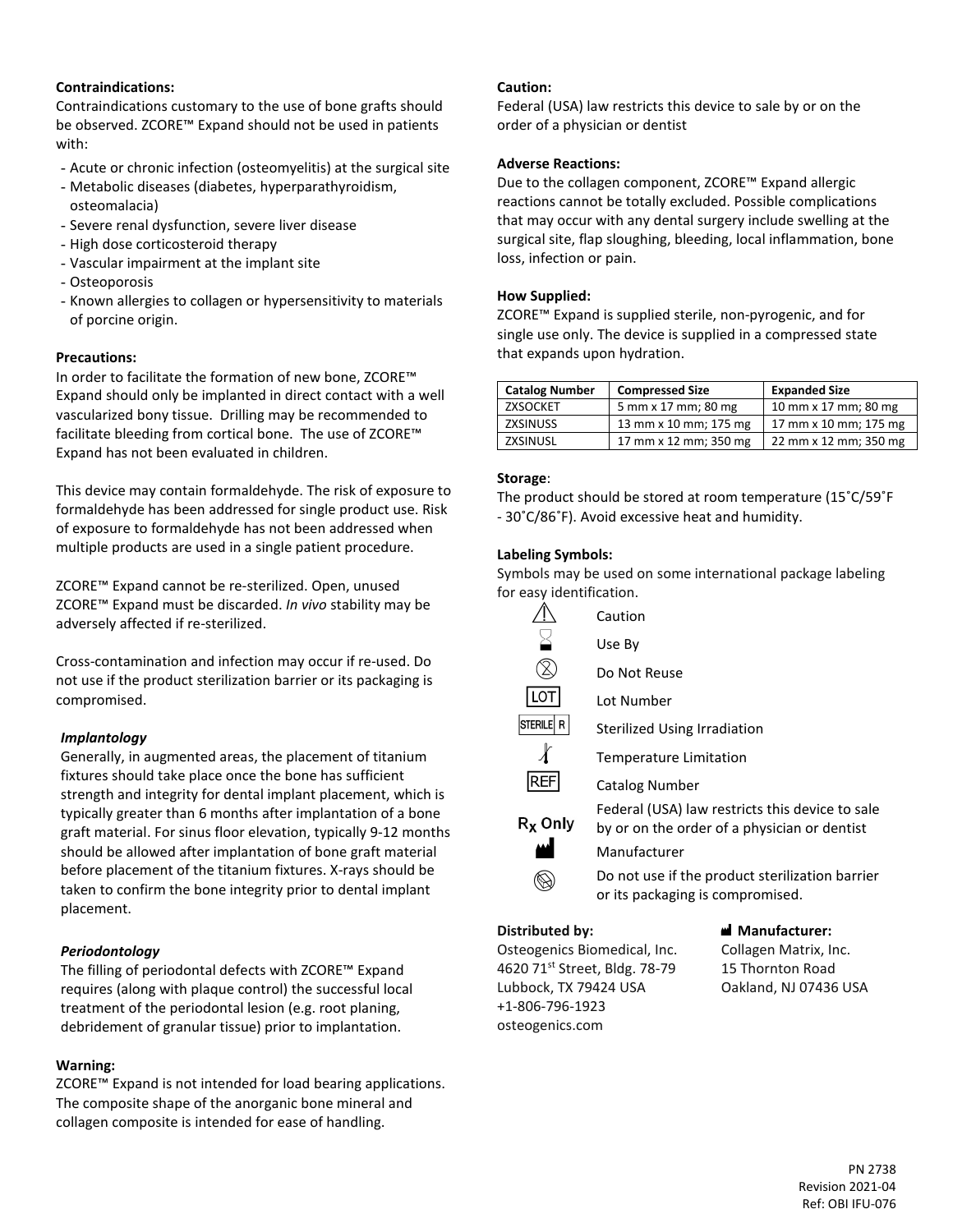**Contraindications:**

Contraindications customary to the use of bone grafts should be observed. ZCORE™ Expand should not be used in patients with:

- Acute or chronic infection (osteomyelitis) at the surgical site
- Metabolic diseases (diabetes, hyperparathyroidism, osteomalacia)
- Severe renal dysfunction, severe liver disease
- High dose corticosteroid therapy
- Vascular impairment at the implant site
- Osteoporosis
- Known allergies to collagen or hypersensitivity to materials of porcine origin.

**Precautions:**

In order to facilitate the formation of new bone, ZCORE™ Expand should only be implanted in direct contact with a well vascularized bony tissue. Drilling may be recommended to facilitate bleeding from cortical bone. The use of ZCORE™ Expand has not been evaluated in children.

This device may contain formaldehyde. The risk of exposure to formaldehyde has been addressed for single product use. Risk of exposure to formaldehyde has not been addressed when multiple products are used in a single patient procedure.

ZCORE™ Expand cannot be re-sterilized. Open, unused ZCORE™ Expand must be discarded. *In vivo* stability may be adversely affected if re-sterilized.

Cross-contamination and infection may occur if re-used. Do not use if the product sterilization barrier or its packaging is compromised.

***Implantology***

Generally, in augmented areas, the placement of titanium fixtures should take place once the bone has sufficient strength and integrity for dental implant placement, which is typically greater than 6 months after implantation of a bone graft material. For sinus floor elevation, typically 9-12 months should be allowed after implantation of bone graft material before placement of the titanium fixtures. X-rays should be taken to confirm the bone integrity prior to dental implant placement.

***Periodontology***

The filling of periodontal defects with ZCORE™ Expand requires (along with plaque control) the successful local treatment of the periodontal lesion (e.g. root planing, debridement of granular tissue) prior to implantation.

**Warning:**

ZCORE™ Expand is not intended for load bearing applications. The composite shape of the anorganic bone mineral and collagen composite is intended for ease of handling.

**Caution:**

Federal (USA) law restricts this device to sale by or on the order of a physician or dentist

**Adverse Reactions:**

Due to the collagen component, ZCORE™ Expand allergic reactions cannot be totally excluded. Possible complications that may occur with any dental surgery include swelling at the surgical site, flap sloughing, bleeding, local inflammation, bone loss, infection or pain.

**How Supplied:**

ZCORE™ Expand is supplied sterile, non-pyrogenic, and for single use only. The device is supplied in a compressed state that expands upon hydration.

| Catalog Number | Compressed Size | Expanded Size |
|---|---|---|
| ZXSOCKET | 5 mm x 17 mm; 80 mg | 10 mm x 17 mm; 80 mg |
| ZXSINUSS | 13 mm x 10 mm; 175 mg | 17 mm x 10 mm; 175 mg |
| ZXSINUSL | 17 mm x 12 mm; 350 mg | 22 mm x 12 mm; 350 mg |

**Storage**:

The product should be stored at room temperature (15˚C/59˚F - 30˚C/86˚F). Avoid excessive heat and humidity.

**Labeling Symbols:**

Symbols may be used on some international package labeling for easy identification.

- ⚠ Caution
- Use By
- Do Not Reuse
- LOT Lot Number
- STERILE R Sterilized Using Irradiation
- Temperature Limitation
- REF Catalog Number
- Rx Only Federal (USA) law restricts this device to sale by or on the order of a physician or dentist
- Manufacturer
- Do not use if the product sterilization barrier or its packaging is compromised.

**Distributed by:**

Osteogenics Biomedical, Inc.
4620 71st Street, Bldg. 78-79
Lubbock, TX 79424 USA
+1-806-796-1923
osteogenics.com

**Manufacturer:**

Collagen Matrix, Inc.
15 Thornton Road
Oakland, NJ 07436 USA

PN 2738
Revision 2021-04
Ref: OBI IFU-076